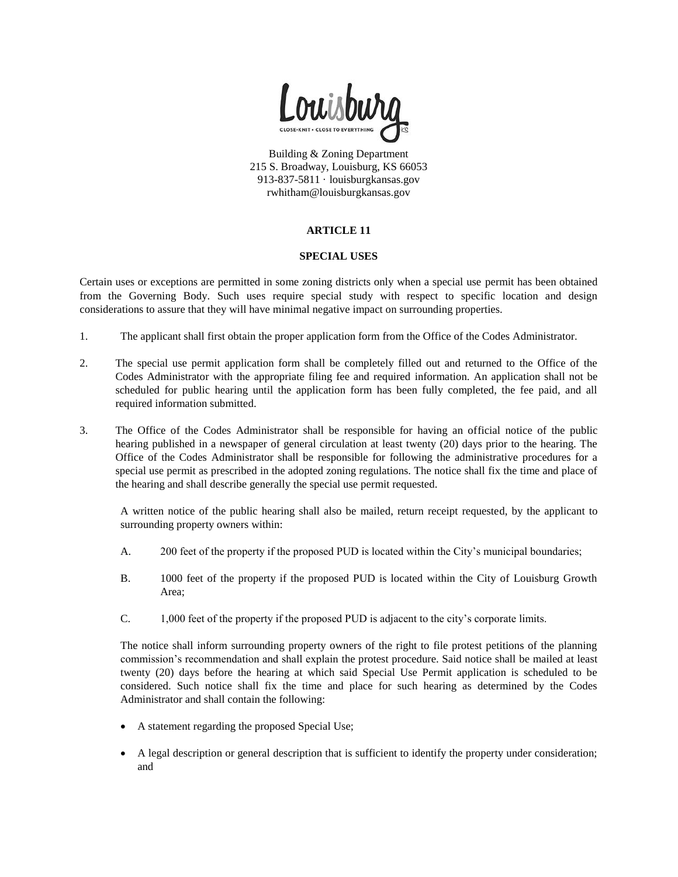Louisburg
CLOSE-KNIT • CLOSE TO EVERYTHING
KS

Building & Zoning Department
215 S. Broadway, Louisburg, KS 66053
913-837-5811 · louisburgkansas.gov
rwhitham@louisburgkansas.gov

# ARTICLE 11

## SPECIAL USES

Certain uses or exceptions are permitted in some zoning districts only when a special use permit has been obtained from the Governing Body. Such uses require special study with respect to specific location and design considerations to assure that they will have minimal negative impact on surrounding properties.

1. The applicant shall first obtain the proper application form from the Office of the Codes Administrator.

2. The special use permit application form shall be completely filled out and returned to the Office of the Codes Administrator with the appropriate filing fee and required information. An application shall not be scheduled for public hearing until the application form has been fully completed, the fee paid, and all required information submitted.

3. The Office of the Codes Administrator shall be responsible for having an official notice of the public hearing published in a newspaper of general circulation at least twenty (20) days prior to the hearing. The Office of the Codes Administrator shall be responsible for following the administrative procedures for a special use permit as prescribed in the adopted zoning regulations. The notice shall fix the time and place of the hearing and shall describe generally the special use permit requested.

   A written notice of the public hearing shall also be mailed, return receipt requested, by the applicant to surrounding property owners within:

   A. 200 feet of the property if the proposed PUD is located within the City's municipal boundaries;

   B. 1000 feet of the property if the proposed PUD is located within the City of Louisburg Growth Area;

   C. 1,000 feet of the property if the proposed PUD is adjacent to the city's corporate limits.

   The notice shall inform surrounding property owners of the right to file protest petitions of the planning commission's recommendation and shall explain the protest procedure. Said notice shall be mailed at least twenty (20) days before the hearing at which said Special Use Permit application is scheduled to be considered. Such notice shall fix the time and place for such hearing as determined by the Codes Administrator and shall contain the following:

   - A statement regarding the proposed Special Use;
   - A legal description or general description that is sufficient to identify the property under consideration; and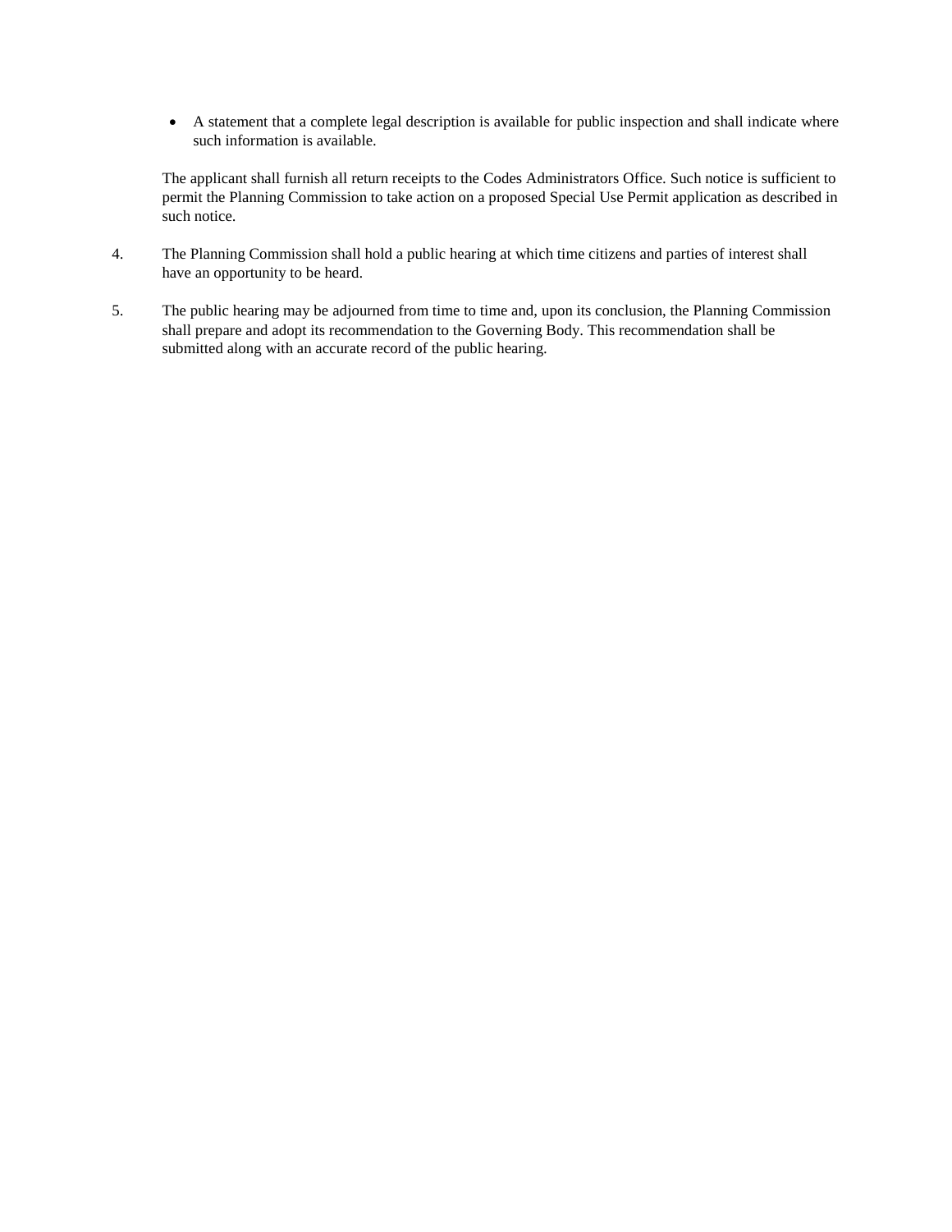- A statement that a complete legal description is available for public inspection and shall indicate where such information is available.

The applicant shall furnish all return receipts to the Codes Administrators Office. Such notice is sufficient to permit the Planning Commission to take action on a proposed Special Use Permit application as described in such notice.

4. The Planning Commission shall hold a public hearing at which time citizens and parties of interest shall have an opportunity to be heard.

5. The public hearing may be adjourned from time to time and, upon its conclusion, the Planning Commission shall prepare and adopt its recommendation to the Governing Body. This recommendation shall be submitted along with an accurate record of the public hearing.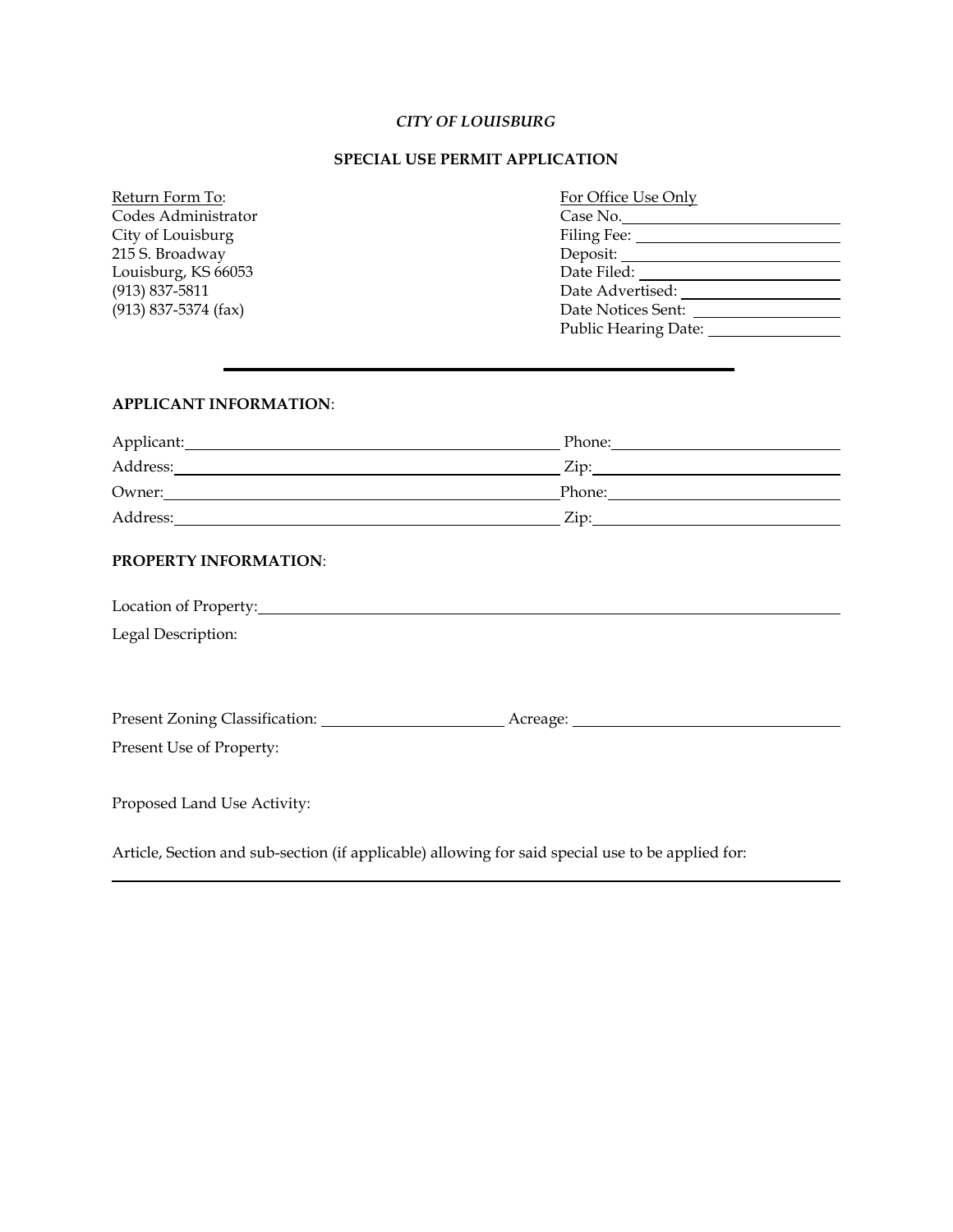*CITY OF LOUISBURG*

**SPECIAL USE PERMIT APPLICATION**

Return Form To:
Codes Administrator
City of Louisburg
215 S. Broadway
Louisburg, KS 66053
(913) 837-5811
(913) 837-5374 (fax)

For Office Use Only
Case No.\_\_\_\_\_\_\_\_\_\_\_\_\_\_\_\_\_\_\_\_
Filing Fee: \_\_\_\_\_\_\_\_\_\_\_\_\_\_\_\_\_\_\_\_
Deposit: \_\_\_\_\_\_\_\_\_\_\_\_\_\_\_\_\_\_\_\_
Date Filed: \_\_\_\_\_\_\_\_\_\_\_\_\_\_\_\_\_\_\_\_
Date Advertised: \_\_\_\_\_\_\_\_\_\_\_\_\_\_\_\_
Date Notices Sent: \_\_\_\_\_\_\_\_\_\_\_\_\_\_\_\_
Public Hearing Date: \_\_\_\_\_\_\_\_\_\_\_\_\_\_

---

**APPLICANT INFORMATION**:

Applicant: \_\_\_\_\_\_\_\_\_\_\_\_\_\_\_\_\_\_\_\_\_\_\_\_\_\_\_\_\_\_\_\_\_\_\_\_\_\_ Phone: \_\_\_\_\_\_\_\_\_\_\_\_\_\_\_\_\_\_\_\_\_\_

Address: \_\_\_\_\_\_\_\_\_\_\_\_\_\_\_\_\_\_\_\_\_\_\_\_\_\_\_\_\_\_\_\_\_\_\_\_\_\_ Zip: \_\_\_\_\_\_\_\_\_\_\_\_\_\_\_\_\_\_\_\_\_\_

Owner: \_\_\_\_\_\_\_\_\_\_\_\_\_\_\_\_\_\_\_\_\_\_\_\_\_\_\_\_\_\_\_\_\_\_\_\_\_\_ Phone: \_\_\_\_\_\_\_\_\_\_\_\_\_\_\_\_\_\_\_\_\_\_

Address: \_\_\_\_\_\_\_\_\_\_\_\_\_\_\_\_\_\_\_\_\_\_\_\_\_\_\_\_\_\_\_\_\_\_\_\_\_\_ Zip: \_\_\_\_\_\_\_\_\_\_\_\_\_\_\_\_\_\_\_\_\_\_

**PROPERTY INFORMATION**:

Location of Property: \_\_\_\_\_\_\_\_\_\_\_\_\_\_\_\_\_\_\_\_\_\_\_\_\_\_\_\_\_\_\_\_\_\_\_\_\_\_\_\_\_\_\_\_\_\_\_\_\_\_\_\_

Legal Description:

Present Zoning Classification: \_\_\_\_\_\_\_\_\_\_\_\_\_\_\_\_\_\_ Acreage: \_\_\_\_\_\_\_\_\_\_\_\_\_\_\_\_\_\_\_\_\_\_\_\_\_\_

Present Use of Property:

Proposed Land Use Activity:

Article, Section and sub-section (if applicable) allowing for said special use to be applied for:

\_\_\_\_\_\_\_\_\_\_\_\_\_\_\_\_\_\_\_\_\_\_\_\_\_\_\_\_\_\_\_\_\_\_\_\_\_\_\_\_\_\_\_\_\_\_\_\_\_\_\_\_\_\_\_\_\_\_\_\_\_\_\_\_\_\_\_\_\_\_\_\_\_\_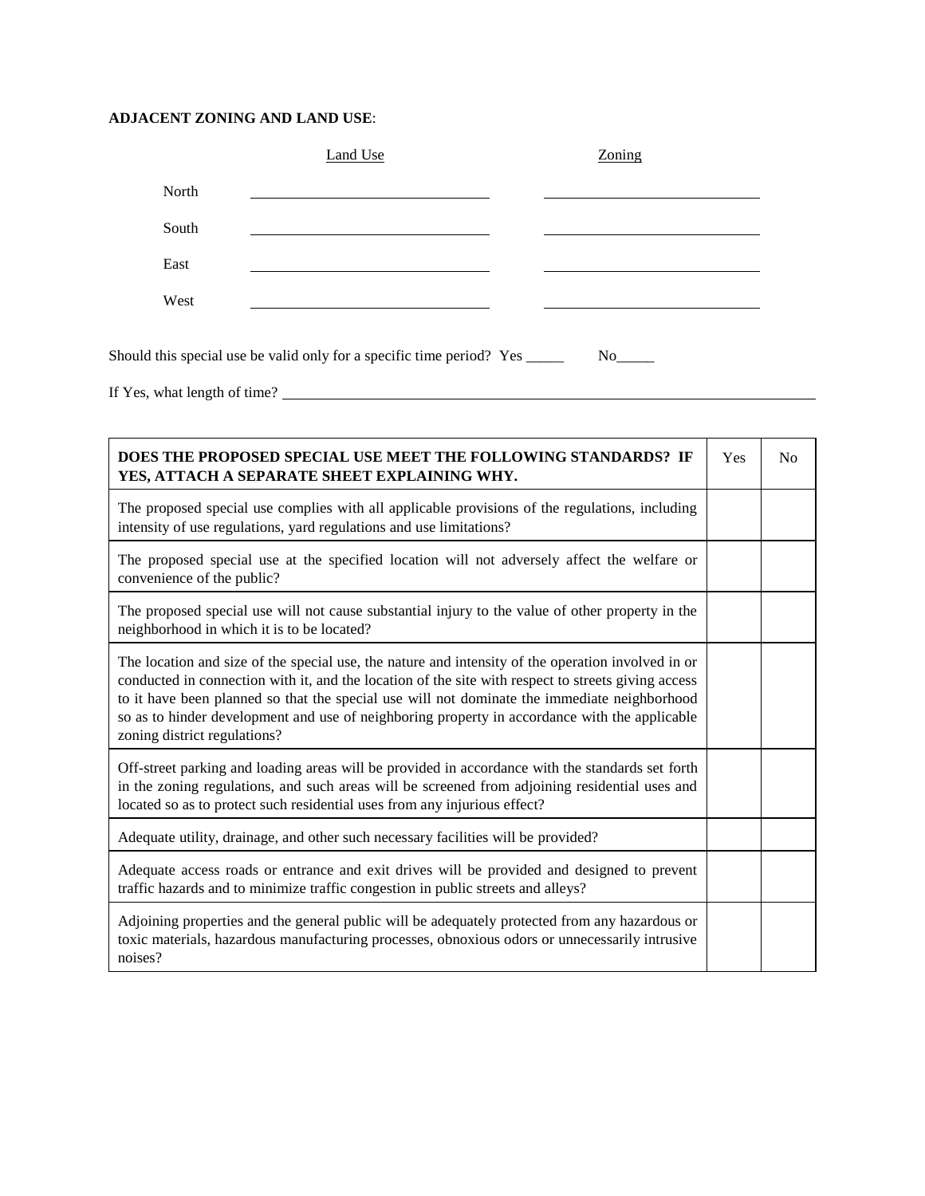**ADJACENT ZONING AND LAND USE**:

| | Land Use | Zoning |
|---|---|---|
| North | ______________________________ | ______________________________ |
| South | ______________________________ | ______________________________ |
| East | ______________________________ | ______________________________ |
| West | ______________________________ | ______________________________ |

Should this special use be valid only for a specific time period? Yes _____ No_____

If Yes, what length of time? ______________________________________________________________

| **DOES THE PROPOSED SPECIAL USE MEET THE FOLLOWING STANDARDS? IF YES, ATTACH A SEPARATE SHEET EXPLAINING WHY.** | Yes | No |
|---|---|---|
| The proposed special use complies with all applicable provisions of the regulations, including intensity of use regulations, yard regulations and use limitations? | | |
| The proposed special use at the specified location will not adversely affect the welfare or convenience of the public? | | |
| The proposed special use will not cause substantial injury to the value of other property in the neighborhood in which it is to be located? | | |
| The location and size of the special use, the nature and intensity of the operation involved in or conducted in connection with it, and the location of the site with respect to streets giving access to it have been planned so that the special use will not dominate the immediate neighborhood so as to hinder development and use of neighboring property in accordance with the applicable zoning district regulations? | | |
| Off-street parking and loading areas will be provided in accordance with the standards set forth in the zoning regulations, and such areas will be screened from adjoining residential uses and located so as to protect such residential uses from any injurious effect? | | |
| Adequate utility, drainage, and other such necessary facilities will be provided? | | |
| Adequate access roads or entrance and exit drives will be provided and designed to prevent traffic hazards and to minimize traffic congestion in public streets and alleys? | | |
| Adjoining properties and the general public will be adequately protected from any hazardous or toxic materials, hazardous manufacturing processes, obnoxious odors or unnecessarily intrusive noises? | | |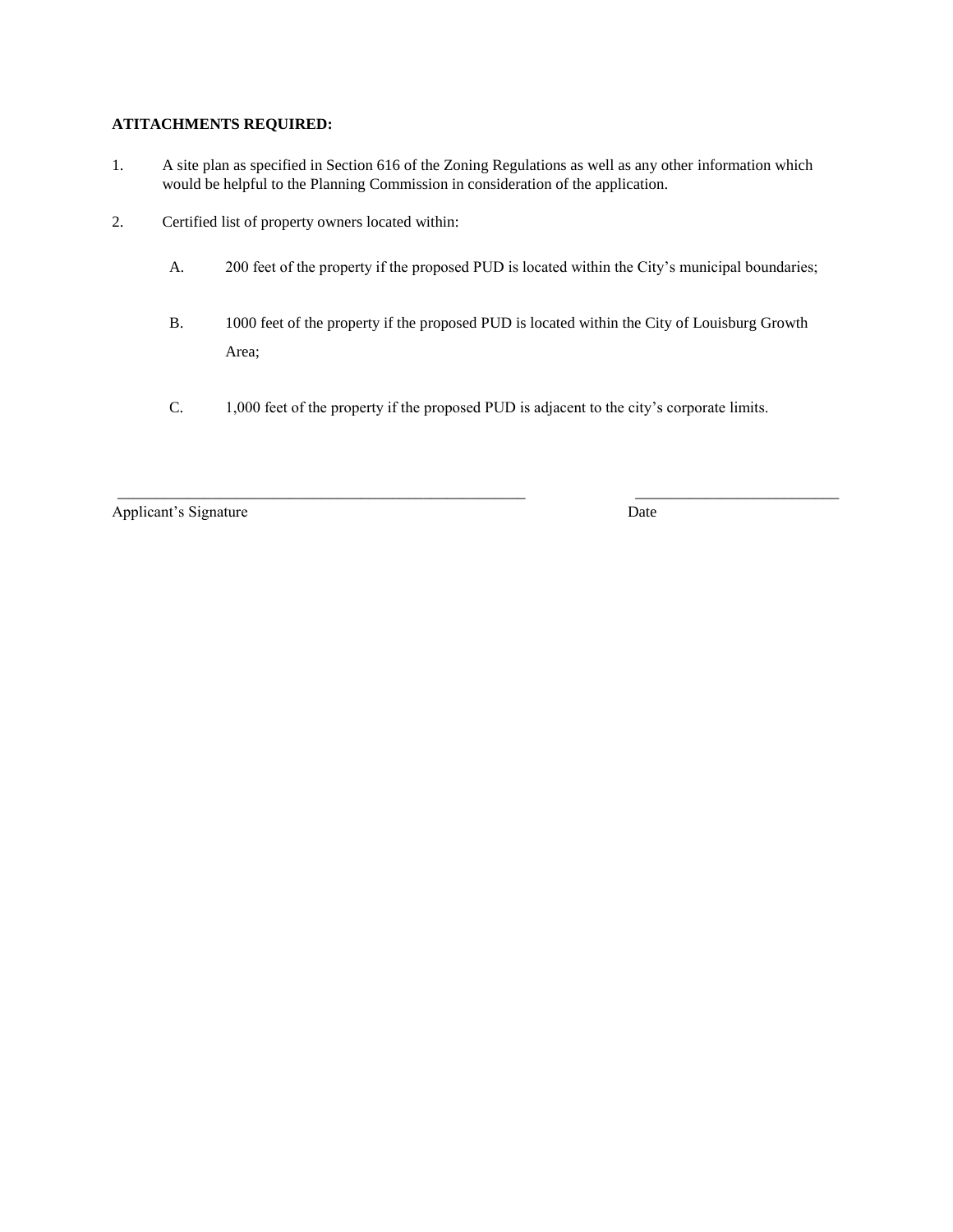**ATITACHMENTS REQUIRED:**

1. A site plan as specified in Section 616 of the Zoning Regulations as well as any other information which would be helpful to the Planning Commission in consideration of the application.

2. Certified list of property owners located within:

   A. 200 feet of the property if the proposed PUD is located within the City's municipal boundaries;

   B. 1000 feet of the property if the proposed PUD is located within the City of Louisburg Growth Area;

   C. 1,000 feet of the property if the proposed PUD is adjacent to the city's corporate limits.

_______________________________________________________ ___________________________

Applicant's Signature Date